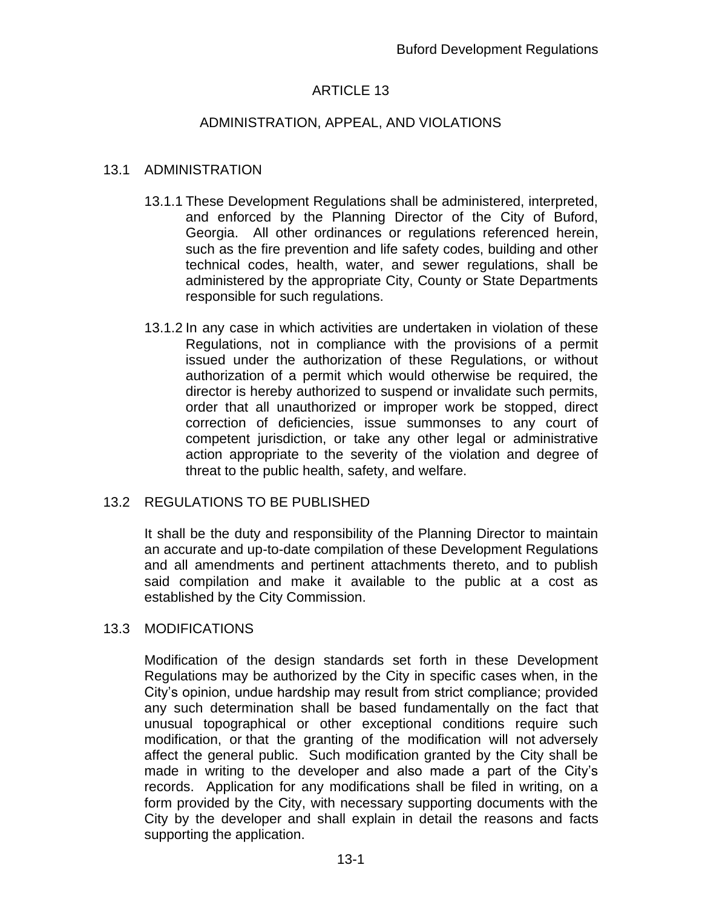# ARTICLE 13

## ADMINISTRATION, APPEAL, AND VIOLATIONS

### 13.1 ADMINISTRATION

13.1.1 These Development Regulations shall be administered, interpreted, and enforced by the Planning Director of the City of Buford, Georgia. All other ordinances or regulations referenced herein, such as the fire prevention and life safety codes, building and other technical codes, health, water, and sewer regulations, shall be administered by the appropriate City, County or State Departments responsible for such regulations.

13.1.2 In any case in which activities are undertaken in violation of these Regulations, not in compliance with the provisions of a permit issued under the authorization of these Regulations, or without authorization of a permit which would otherwise be required, the director is hereby authorized to suspend or invalidate such permits, order that all unauthorized or improper work be stopped, direct correction of deficiencies, issue summonses to any court of competent jurisdiction, or take any other legal or administrative action appropriate to the severity of the violation and degree of threat to the public health, safety, and welfare.

### 13.2 REGULATIONS TO BE PUBLISHED

It shall be the duty and responsibility of the Planning Director to maintain an accurate and up-to-date compilation of these Development Regulations and all amendments and pertinent attachments thereto, and to publish said compilation and make it available to the public at a cost as established by the City Commission.

### 13.3 MODIFICATIONS

Modification of the design standards set forth in these Development Regulations may be authorized by the City in specific cases when, in the City's opinion, undue hardship may result from strict compliance; provided any such determination shall be based fundamentally on the fact that unusual topographical or other exceptional conditions require such modification, or that the granting of the modification will not adversely affect the general public. Such modification granted by the City shall be made in writing to the developer and also made a part of the City's records. Application for any modifications shall be filed in writing, on a form provided by the City, with necessary supporting documents with the City by the developer and shall explain in detail the reasons and facts supporting the application.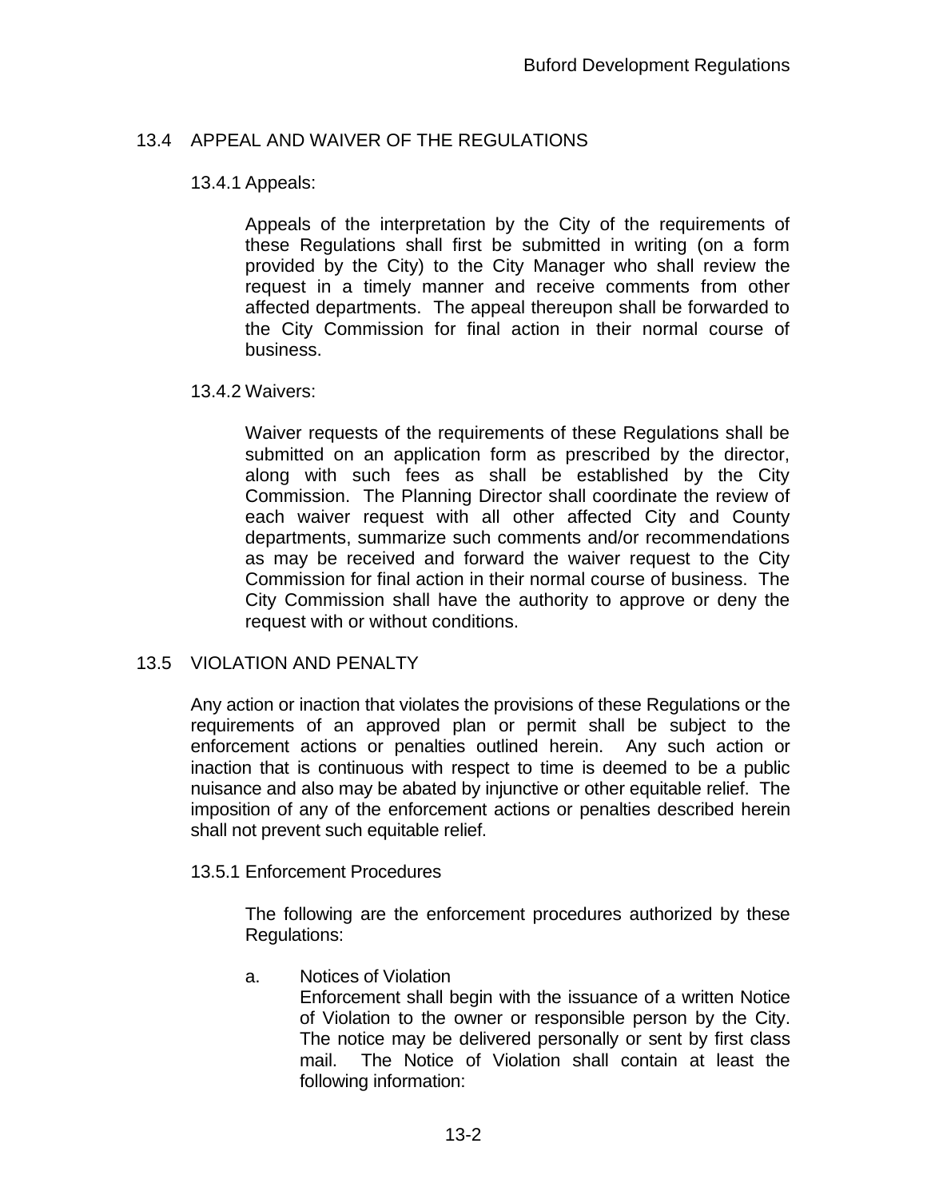## 13.4 APPEAL AND WAIVER OF THE REGULATIONS

### 13.4.1 Appeals:

Appeals of the interpretation by the City of the requirements of these Regulations shall first be submitted in writing (on a form provided by the City) to the City Manager who shall review the request in a timely manner and receive comments from other affected departments. The appeal thereupon shall be forwarded to the City Commission for final action in their normal course of business.

### 13.4.2 Waivers:

Waiver requests of the requirements of these Regulations shall be submitted on an application form as prescribed by the director, along with such fees as shall be established by the City Commission. The Planning Director shall coordinate the review of each waiver request with all other affected City and County departments, summarize such comments and/or recommendations as may be received and forward the waiver request to the City Commission for final action in their normal course of business. The City Commission shall have the authority to approve or deny the request with or without conditions.

## 13.5 VIOLATION AND PENALTY

Any action or inaction that violates the provisions of these Regulations or the requirements of an approved plan or permit shall be subject to the enforcement actions or penalties outlined herein. Any such action or inaction that is continuous with respect to time is deemed to be a public nuisance and also may be abated by injunctive or other equitable relief. The imposition of any of the enforcement actions or penalties described herein shall not prevent such equitable relief.

### 13.5.1 Enforcement Procedures

The following are the enforcement procedures authorized by these Regulations:

a. Notices of Violation
   Enforcement shall begin with the issuance of a written Notice of Violation to the owner or responsible person by the City. The notice may be delivered personally or sent by first class mail. The Notice of Violation shall contain at least the following information: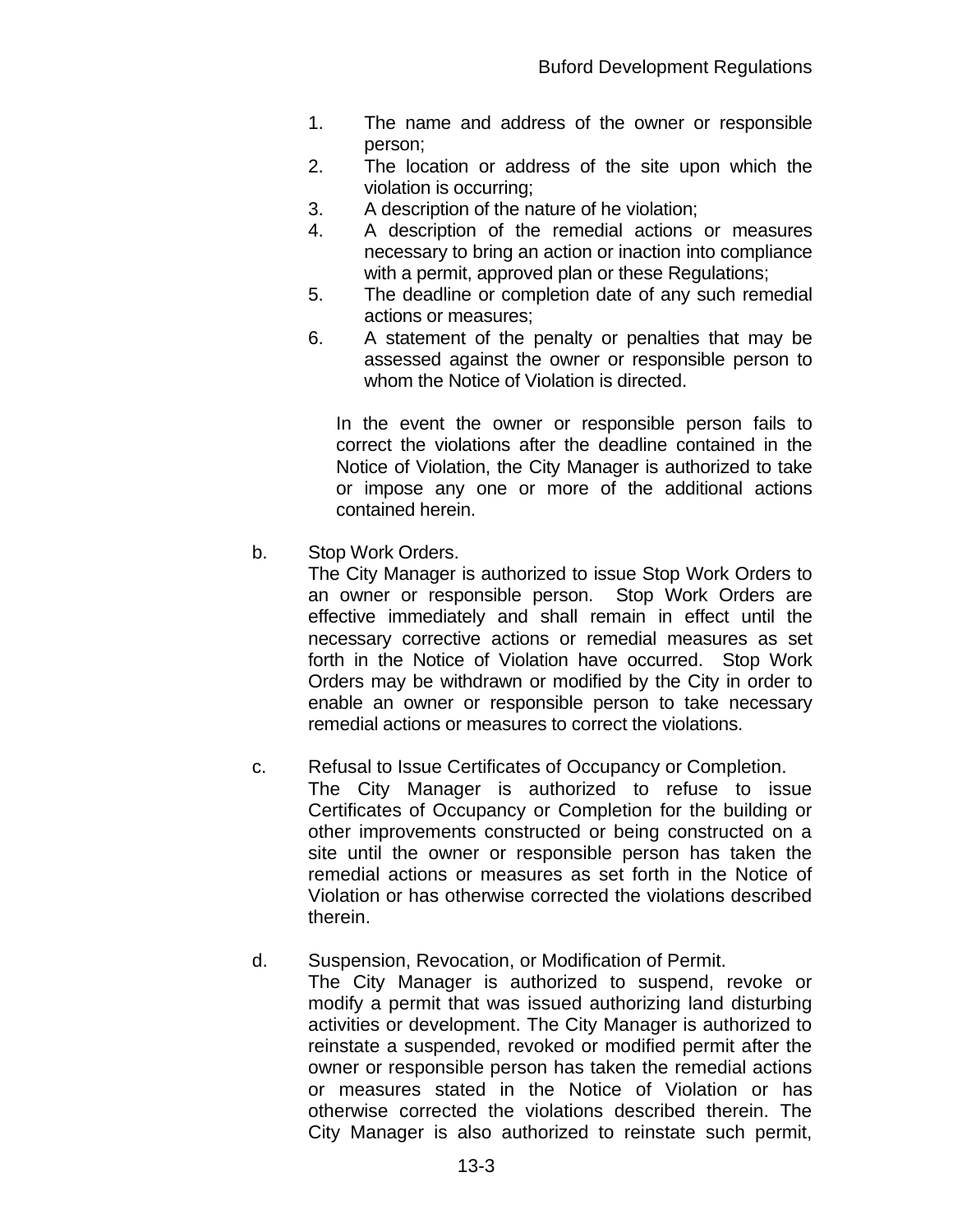1. The name and address of the owner or responsible person;
2. The location or address of the site upon which the violation is occurring;
3. A description of the nature of he violation;
4. A description of the remedial actions or measures necessary to bring an action or inaction into compliance with a permit, approved plan or these Regulations;
5. The deadline or completion date of any such remedial actions or measures;
6. A statement of the penalty or penalties that may be assessed against the owner or responsible person to whom the Notice of Violation is directed.

In the event the owner or responsible person fails to correct the violations after the deadline contained in the Notice of Violation, the City Manager is authorized to take or impose any one or more of the additional actions contained herein.

b. Stop Work Orders.
The City Manager is authorized to issue Stop Work Orders to an owner or responsible person. Stop Work Orders are effective immediately and shall remain in effect until the necessary corrective actions or remedial measures as set forth in the Notice of Violation have occurred. Stop Work Orders may be withdrawn or modified by the City in order to enable an owner or responsible person to take necessary remedial actions or measures to correct the violations.

c. Refusal to Issue Certificates of Occupancy or Completion.
The City Manager is authorized to refuse to issue Certificates of Occupancy or Completion for the building or other improvements constructed or being constructed on a site until the owner or responsible person has taken the remedial actions or measures as set forth in the Notice of Violation or has otherwise corrected the violations described therein.

d. Suspension, Revocation, or Modification of Permit.
The City Manager is authorized to suspend, revoke or modify a permit that was issued authorizing land disturbing activities or development. The City Manager is authorized to reinstate a suspended, revoked or modified permit after the owner or responsible person has taken the remedial actions or measures stated in the Notice of Violation or has otherwise corrected the violations described therein. The City Manager is also authorized to reinstate such permit,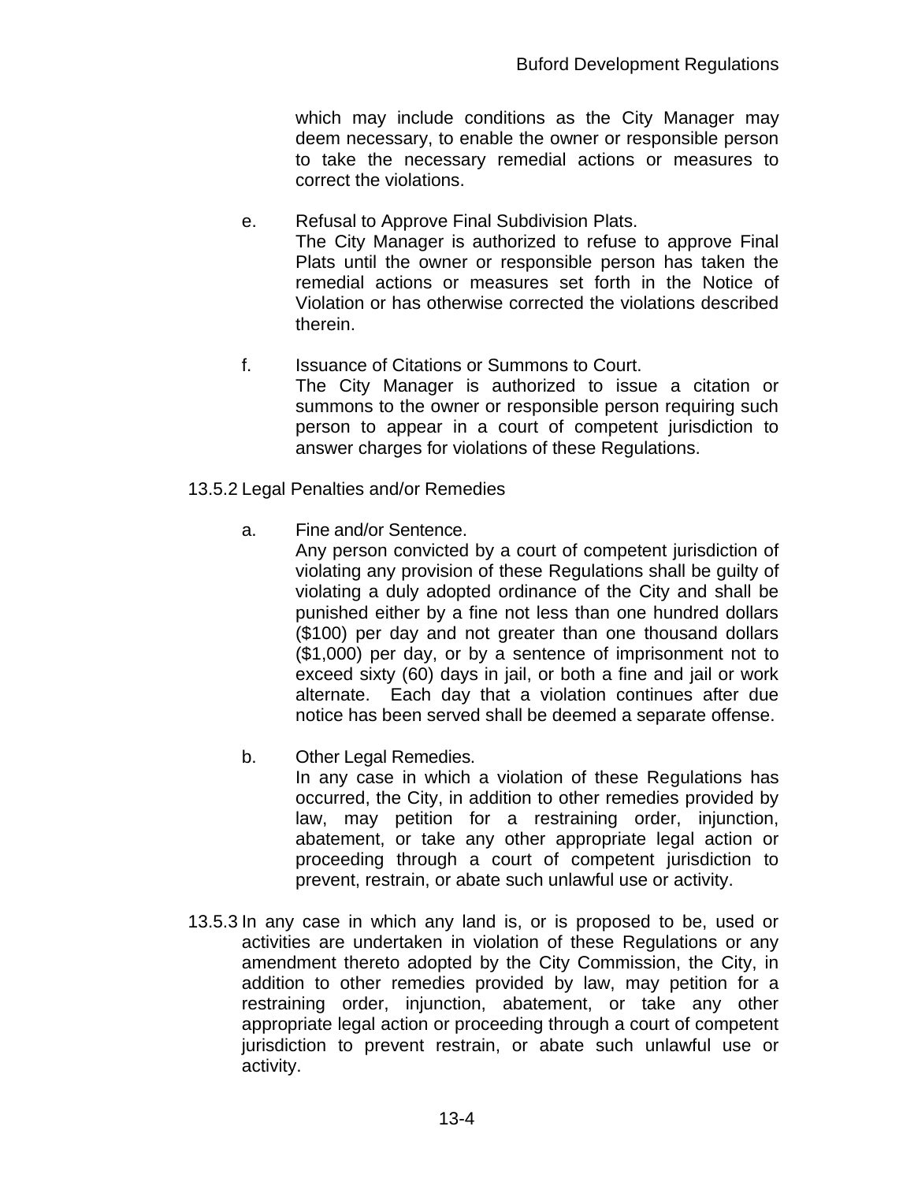which may include conditions as the City Manager may deem necessary, to enable the owner or responsible person to take the necessary remedial actions or measures to correct the violations.

e. Refusal to Approve Final Subdivision Plats.
The City Manager is authorized to refuse to approve Final Plats until the owner or responsible person has taken the remedial actions or measures set forth in the Notice of Violation or has otherwise corrected the violations described therein.

f. Issuance of Citations or Summons to Court.
The City Manager is authorized to issue a citation or summons to the owner or responsible person requiring such person to appear in a court of competent jurisdiction to answer charges for violations of these Regulations.

13.5.2 Legal Penalties and/or Remedies

a. Fine and/or Sentence.
Any person convicted by a court of competent jurisdiction of violating any provision of these Regulations shall be guilty of violating a duly adopted ordinance of the City and shall be punished either by a fine not less than one hundred dollars ($100) per day and not greater than one thousand dollars ($1,000) per day, or by a sentence of imprisonment not to exceed sixty (60) days in jail, or both a fine and jail or work alternate. Each day that a violation continues after due notice has been served shall be deemed a separate offense.

b. Other Legal Remedies.
In any case in which a violation of these Regulations has occurred, the City, in addition to other remedies provided by law, may petition for a restraining order, injunction, abatement, or take any other appropriate legal action or proceeding through a court of competent jurisdiction to prevent, restrain, or abate such unlawful use or activity.

13.5.3 In any case in which any land is, or is proposed to be, used or activities are undertaken in violation of these Regulations or any amendment thereto adopted by the City Commission, the City, in addition to other remedies provided by law, may petition for a restraining order, injunction, abatement, or take any other appropriate legal action or proceeding through a court of competent jurisdiction to prevent restrain, or abate such unlawful use or activity.